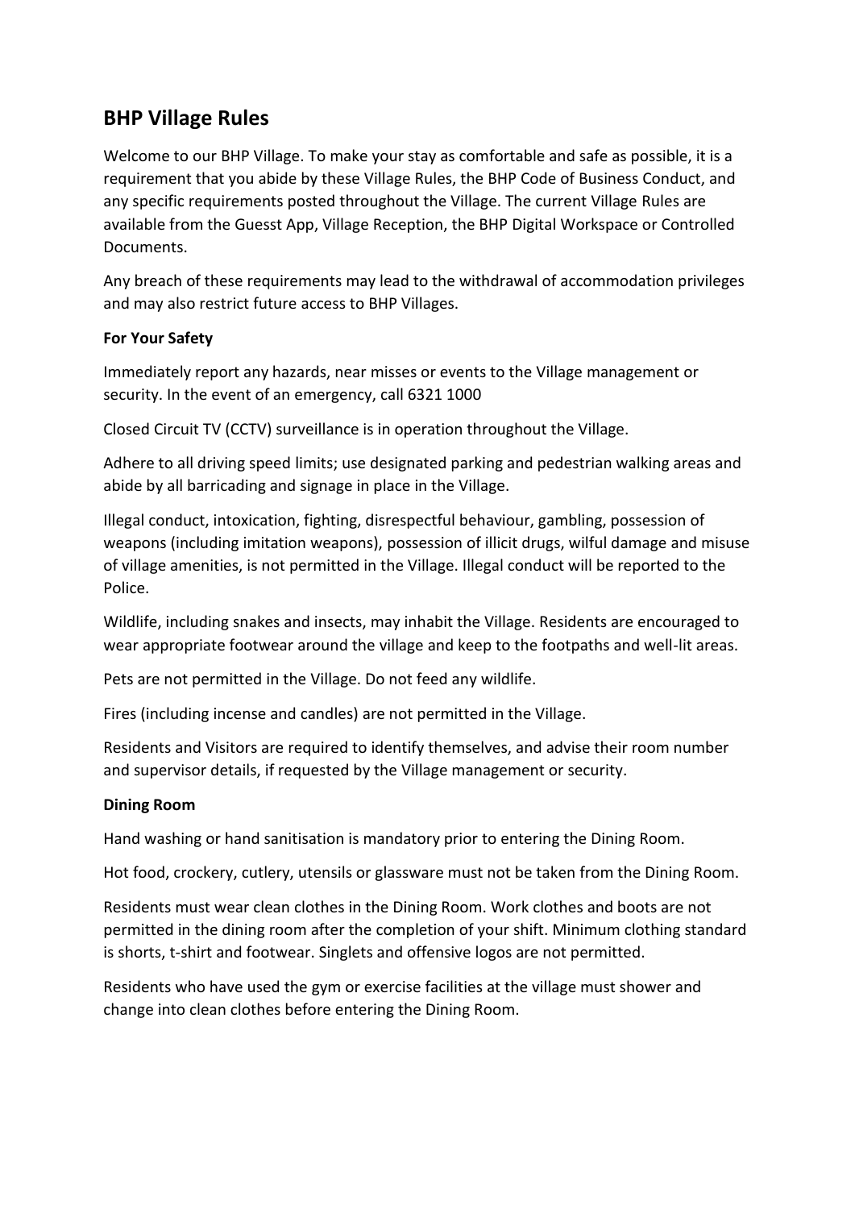# BHP Village Rules

Welcome to our BHP Village. To make your stay as comfortable and safe as possible, it is a requirement that you abide by these Village Rules, the BHP Code of Business Conduct, and any specific requirements posted throughout the Village. The current Village Rules are available from the Guesst App, Village Reception, the BHP Digital Workspace or Controlled Documents.

Any breach of these requirements may lead to the withdrawal of accommodation privileges and may also restrict future access to BHP Villages.

**For Your Safety**

Immediately report any hazards, near misses or events to the Village management or security. In the event of an emergency, call 6321 1000

Closed Circuit TV (CCTV) surveillance is in operation throughout the Village.

Adhere to all driving speed limits; use designated parking and pedestrian walking areas and abide by all barricading and signage in place in the Village.

Illegal conduct, intoxication, fighting, disrespectful behaviour, gambling, possession of weapons (including imitation weapons), possession of illicit drugs, wilful damage and misuse of village amenities, is not permitted in the Village. Illegal conduct will be reported to the Police.

Wildlife, including snakes and insects, may inhabit the Village. Residents are encouraged to wear appropriate footwear around the village and keep to the footpaths and well-lit areas.

Pets are not permitted in the Village. Do not feed any wildlife.

Fires (including incense and candles) are not permitted in the Village.

Residents and Visitors are required to identify themselves, and advise their room number and supervisor details, if requested by the Village management or security.

**Dining Room**

Hand washing or hand sanitisation is mandatory prior to entering the Dining Room.

Hot food, crockery, cutlery, utensils or glassware must not be taken from the Dining Room.

Residents must wear clean clothes in the Dining Room. Work clothes and boots are not permitted in the dining room after the completion of your shift. Minimum clothing standard is shorts, t-shirt and footwear. Singlets and offensive logos are not permitted.

Residents who have used the gym or exercise facilities at the village must shower and change into clean clothes before entering the Dining Room.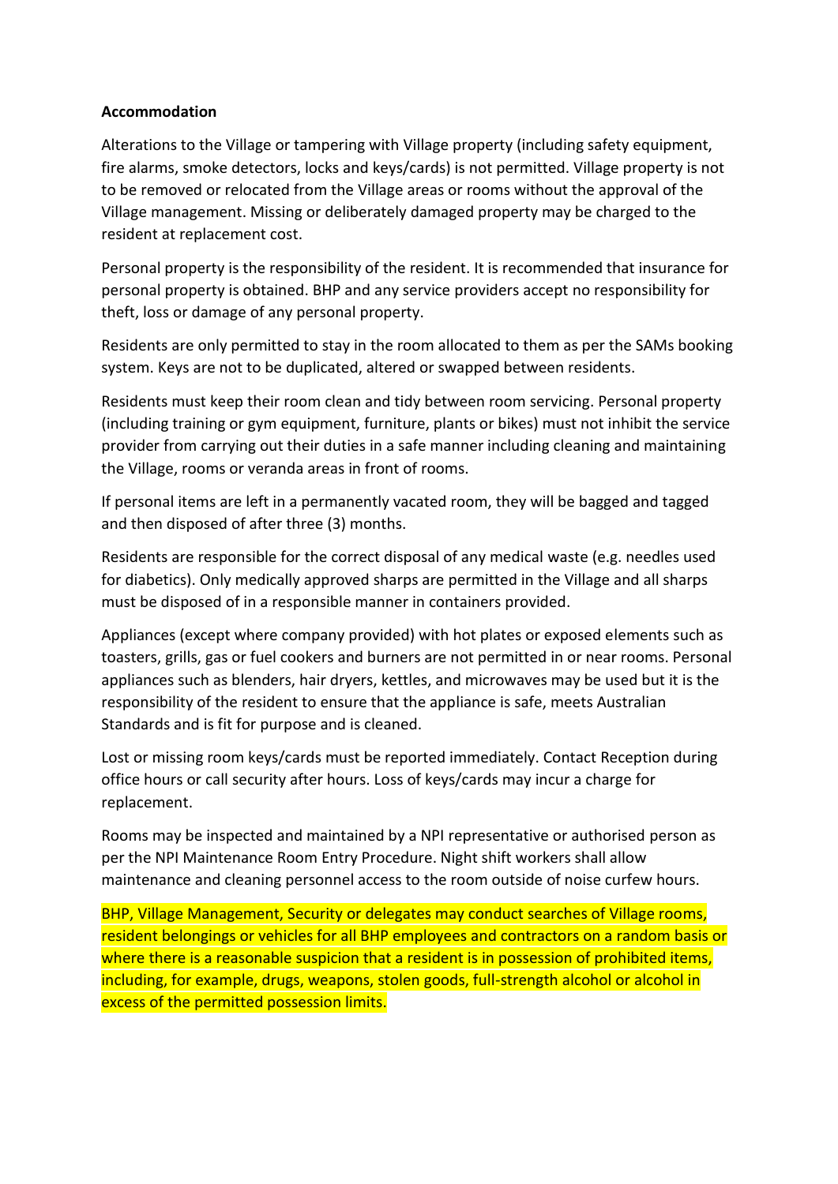**Accommodation**

Alterations to the Village or tampering with Village property (including safety equipment, fire alarms, smoke detectors, locks and keys/cards) is not permitted. Village property is not to be removed or relocated from the Village areas or rooms without the approval of the Village management. Missing or deliberately damaged property may be charged to the resident at replacement cost.

Personal property is the responsibility of the resident. It is recommended that insurance for personal property is obtained. BHP and any service providers accept no responsibility for theft, loss or damage of any personal property.

Residents are only permitted to stay in the room allocated to them as per the SAMs booking system. Keys are not to be duplicated, altered or swapped between residents.

Residents must keep their room clean and tidy between room servicing. Personal property (including training or gym equipment, furniture, plants or bikes) must not inhibit the service provider from carrying out their duties in a safe manner including cleaning and maintaining the Village, rooms or veranda areas in front of rooms.

If personal items are left in a permanently vacated room, they will be bagged and tagged and then disposed of after three (3) months.

Residents are responsible for the correct disposal of any medical waste (e.g. needles used for diabetics). Only medically approved sharps are permitted in the Village and all sharps must be disposed of in a responsible manner in containers provided.

Appliances (except where company provided) with hot plates or exposed elements such as toasters, grills, gas or fuel cookers and burners are not permitted in or near rooms. Personal appliances such as blenders, hair dryers, kettles, and microwaves may be used but it is the responsibility of the resident to ensure that the appliance is safe, meets Australian Standards and is fit for purpose and is cleaned.

Lost or missing room keys/cards must be reported immediately. Contact Reception during office hours or call security after hours. Loss of keys/cards may incur a charge for replacement.

Rooms may be inspected and maintained by a NPI representative or authorised person as per the NPI Maintenance Room Entry Procedure. Night shift workers shall allow maintenance and cleaning personnel access to the room outside of noise curfew hours.

BHP, Village Management, Security or delegates may conduct searches of Village rooms, resident belongings or vehicles for all BHP employees and contractors on a random basis or where there is a reasonable suspicion that a resident is in possession of prohibited items, including, for example, drugs, weapons, stolen goods, full-strength alcohol or alcohol in excess of the permitted possession limits.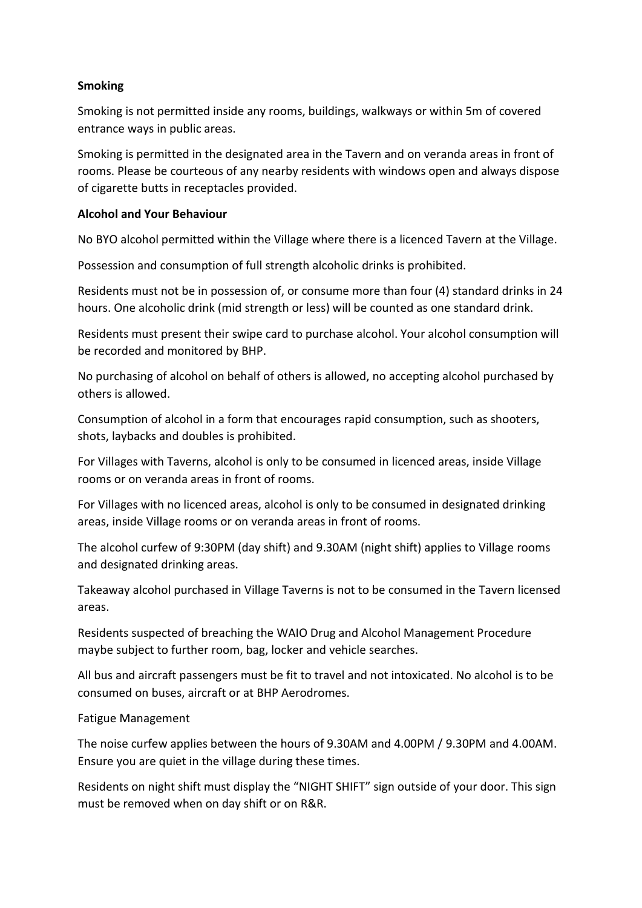**Smoking**

Smoking is not permitted inside any rooms, buildings, walkways or within 5m of covered entrance ways in public areas.

Smoking is permitted in the designated area in the Tavern and on veranda areas in front of rooms. Please be courteous of any nearby residents with windows open and always dispose of cigarette butts in receptacles provided.

**Alcohol and Your Behaviour**

No BYO alcohol permitted within the Village where there is a licenced Tavern at the Village.

Possession and consumption of full strength alcoholic drinks is prohibited.

Residents must not be in possession of, or consume more than four (4) standard drinks in 24 hours. One alcoholic drink (mid strength or less) will be counted as one standard drink.

Residents must present their swipe card to purchase alcohol. Your alcohol consumption will be recorded and monitored by BHP.

No purchasing of alcohol on behalf of others is allowed, no accepting alcohol purchased by others is allowed.

Consumption of alcohol in a form that encourages rapid consumption, such as shooters, shots, laybacks and doubles is prohibited.

For Villages with Taverns, alcohol is only to be consumed in licenced areas, inside Village rooms or on veranda areas in front of rooms.

For Villages with no licenced areas, alcohol is only to be consumed in designated drinking areas, inside Village rooms or on veranda areas in front of rooms.

The alcohol curfew of 9:30PM (day shift) and 9.30AM (night shift) applies to Village rooms and designated drinking areas.

Takeaway alcohol purchased in Village Taverns is not to be consumed in the Tavern licensed areas.

Residents suspected of breaching the WAIO Drug and Alcohol Management Procedure maybe subject to further room, bag, locker and vehicle searches.

All bus and aircraft passengers must be fit to travel and not intoxicated. No alcohol is to be consumed on buses, aircraft or at BHP Aerodromes.

Fatigue Management

The noise curfew applies between the hours of 9.30AM and 4.00PM / 9.30PM and 4.00AM. Ensure you are quiet in the village during these times.

Residents on night shift must display the "NIGHT SHIFT" sign outside of your door. This sign must be removed when on day shift or on R&R.